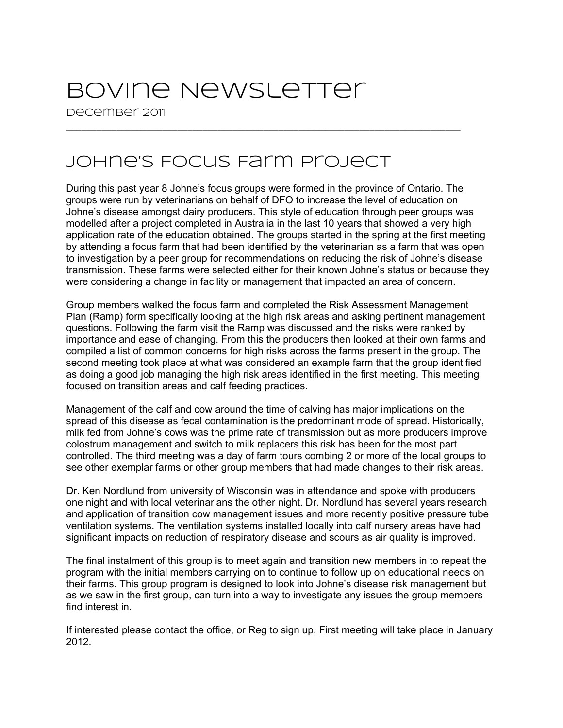# Bovine Newsletter

December 2011

---

## Johne's Focus Farm Project

During this past year 8 Johne's focus groups were formed in the province of Ontario. The groups were run by veterinarians on behalf of DFO to increase the level of education on Johne's disease amongst dairy producers. This style of education through peer groups was modelled after a project completed in Australia in the last 10 years that showed a very high application rate of the education obtained. The groups started in the spring at the first meeting by attending a focus farm that had been identified by the veterinarian as a farm that was open to investigation by a peer group for recommendations on reducing the risk of Johne's disease transmission. These farms were selected either for their known Johne's status or because they were considering a change in facility or management that impacted an area of concern.

Group members walked the focus farm and completed the Risk Assessment Management Plan (Ramp) form specifically looking at the high risk areas and asking pertinent management questions. Following the farm visit the Ramp was discussed and the risks were ranked by importance and ease of changing. From this the producers then looked at their own farms and compiled a list of common concerns for high risks across the farms present in the group. The second meeting took place at what was considered an example farm that the group identified as doing a good job managing the high risk areas identified in the first meeting. This meeting focused on transition areas and calf feeding practices.

Management of the calf and cow around the time of calving has major implications on the spread of this disease as fecal contamination is the predominant mode of spread. Historically, milk fed from Johne's cows was the prime rate of transmission but as more producers improve colostrum management and switch to milk replacers this risk has been for the most part controlled. The third meeting was a day of farm tours combing 2 or more of the local groups to see other exemplar farms or other group members that had made changes to their risk areas.

Dr. Ken Nordlund from university of Wisconsin was in attendance and spoke with producers one night and with local veterinarians the other night. Dr. Nordlund has several years research and application of transition cow management issues and more recently positive pressure tube ventilation systems. The ventilation systems installed locally into calf nursery areas have had significant impacts on reduction of respiratory disease and scours as air quality is improved.

The final instalment of this group is to meet again and transition new members in to repeat the program with the initial members carrying on to continue to follow up on educational needs on their farms. This group program is designed to look into Johne's disease risk management but as we saw in the first group, can turn into a way to investigate any issues the group members find interest in.

If interested please contact the office, or Reg to sign up. First meeting will take place in January 2012.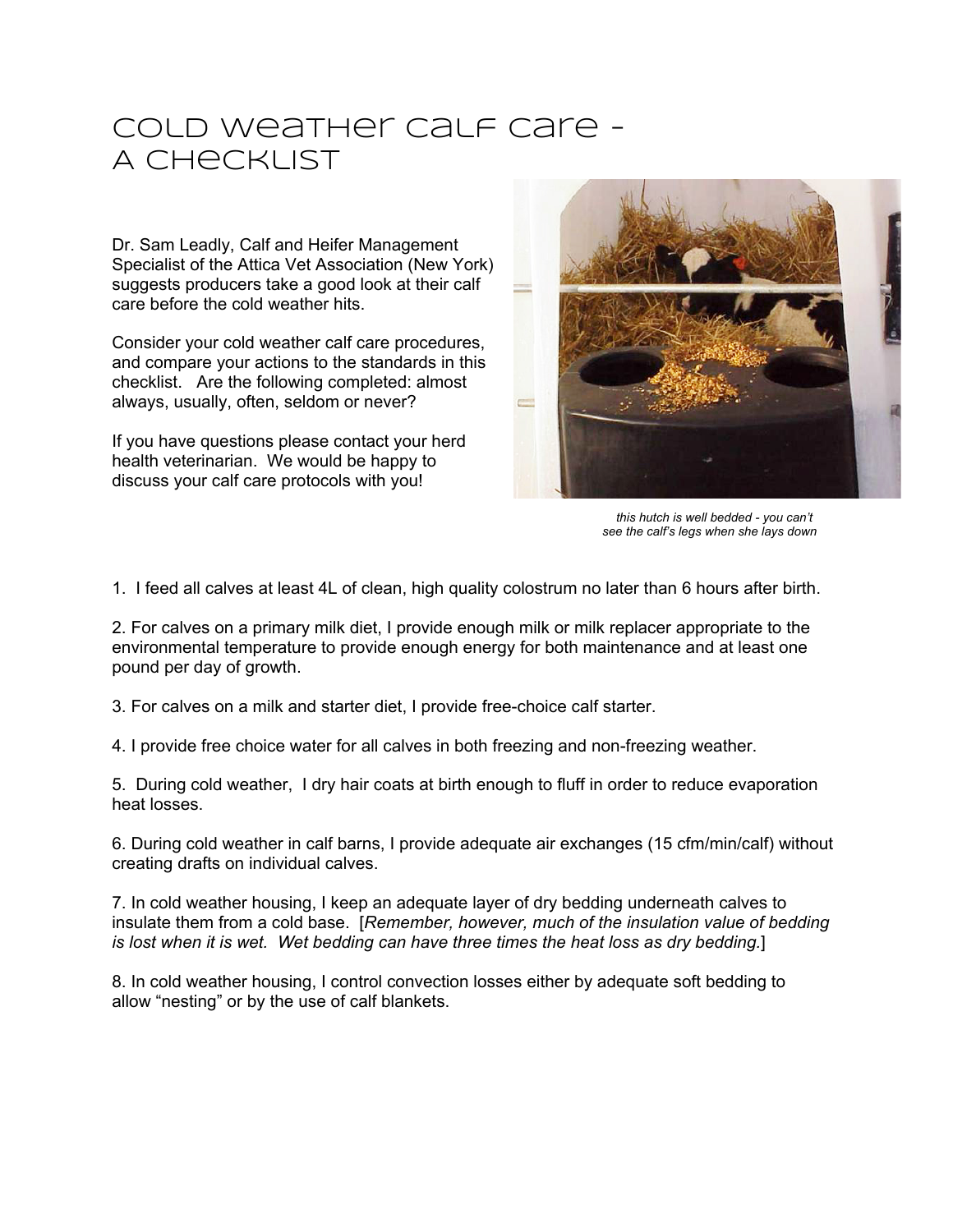# Cold Weather Calf Care - A Checklist

Dr. Sam Leadly, Calf and Heifer Management Specialist of the Attica Vet Association (New York) suggests producers take a good look at their calf care before the cold weather hits.

Consider your cold weather calf care procedures, and compare your actions to the standards in this checklist. Are the following completed: almost always, usually, often, seldom or never?

If you have questions please contact your herd health veterinarian. We would be happy to discuss your calf care protocols with you!

*this hutch is well bedded - you can't see the calf's legs when she lays down*

1. I feed all calves at least 4L of clean, high quality colostrum no later than 6 hours after birth.

2. For calves on a primary milk diet, I provide enough milk or milk replacer appropriate to the environmental temperature to provide enough energy for both maintenance and at least one pound per day of growth.

3. For calves on a milk and starter diet, I provide free-choice calf starter.

4. I provide free choice water for all calves in both freezing and non-freezing weather.

5. During cold weather, I dry hair coats at birth enough to fluff in order to reduce evaporation heat losses.

6. During cold weather in calf barns, I provide adequate air exchanges (15 cfm/min/calf) without creating drafts on individual calves.

7. In cold weather housing, I keep an adequate layer of dry bedding underneath calves to insulate them from a cold base. [*Remember, however, much of the insulation value of bedding is lost when it is wet. Wet bedding can have three times the heat loss as dry bedding.*]

8. In cold weather housing, I control convection losses either by adequate soft bedding to allow "nesting" or by the use of calf blankets.